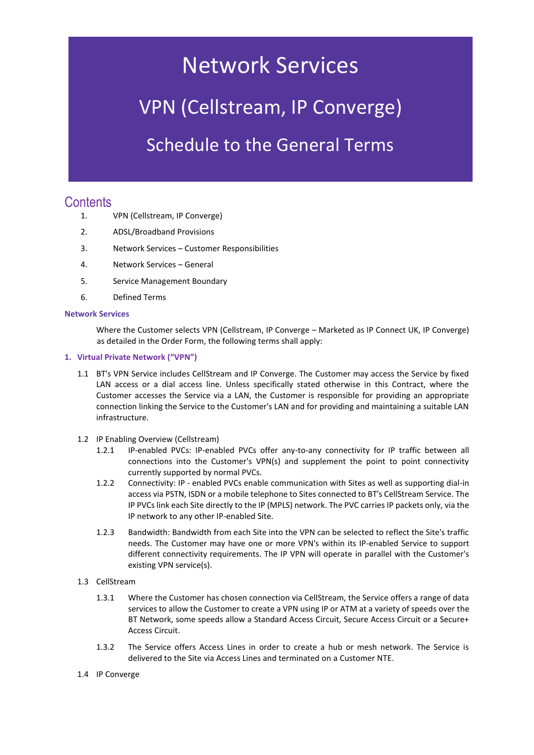# Network Services

## VPN (Cellstream, IP Converge)

## Schedule to the General Terms

## Contents

1. VPN (Cellstream, IP Converge)
2. ADSL/Broadband Provisions
3. Network Services – Customer Responsibilities
4. Network Services – General
5. Service Management Boundary
6. Defined Terms

**Network Services**

Where the Customer selects VPN (Cellstream, IP Converge – Marketed as IP Connect UK, IP Converge) as detailed in the Order Form, the following terms shall apply:

### 1. Virtual Private Network ("VPN")

1.1 BT's VPN Service includes CellStream and IP Converge. The Customer may access the Service by fixed LAN access or a dial access line. Unless specifically stated otherwise in this Contract, where the Customer accesses the Service via a LAN, the Customer is responsible for providing an appropriate connection linking the Service to the Customer's LAN and for providing and maintaining a suitable LAN infrastructure.

1.2 IP Enabling Overview (Cellstream)

1.2.1 IP-enabled PVCs: IP-enabled PVCs offer any-to-any connectivity for IP traffic between all connections into the Customer's VPN(s) and supplement the point to point connectivity currently supported by normal PVCs.

1.2.2 Connectivity: IP - enabled PVCs enable communication with Sites as well as supporting dial-in access via PSTN, ISDN or a mobile telephone to Sites connected to BT's CellStream Service. The IP PVCs link each Site directly to the IP (MPLS) network. The PVC carries IP packets only, via the IP network to any other IP-enabled Site.

1.2.3 Bandwidth: Bandwidth from each Site into the VPN can be selected to reflect the Site's traffic needs. The Customer may have one or more VPN's within its IP-enabled Service to support different connectivity requirements. The IP VPN will operate in parallel with the Customer's existing VPN service(s).

1.3 CellStream

1.3.1 Where the Customer has chosen connection via CellStream, the Service offers a range of data services to allow the Customer to create a VPN using IP or ATM at a variety of speeds over the BT Network, some speeds allow a Standard Access Circuit, Secure Access Circuit or a Secure+ Access Circuit.

1.3.2 The Service offers Access Lines in order to create a hub or mesh network. The Service is delivered to the Site via Access Lines and terminated on a Customer NTE.

1.4 IP Converge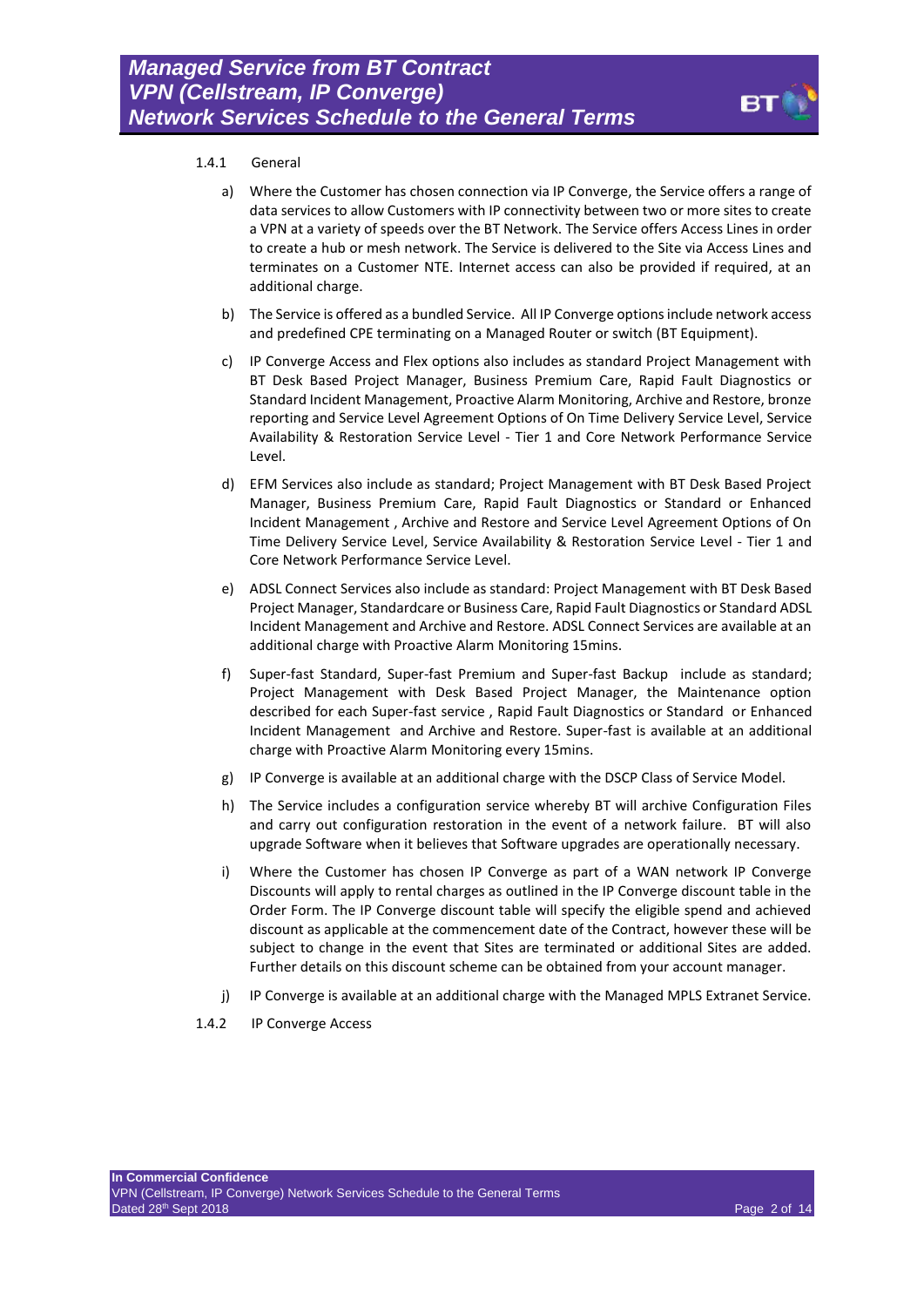1.4.1 General

a) Where the Customer has chosen connection via IP Converge, the Service offers a range of data services to allow Customers with IP connectivity between two or more sites to create a VPN at a variety of speeds over the BT Network. The Service offers Access Lines in order to create a hub or mesh network. The Service is delivered to the Site via Access Lines and terminates on a Customer NTE. Internet access can also be provided if required, at an additional charge.

b) The Service is offered as a bundled Service. All IP Converge options include network access and predefined CPE terminating on a Managed Router or switch (BT Equipment).

c) IP Converge Access and Flex options also includes as standard Project Management with BT Desk Based Project Manager, Business Premium Care, Rapid Fault Diagnostics or Standard Incident Management, Proactive Alarm Monitoring, Archive and Restore, bronze reporting and Service Level Agreement Options of On Time Delivery Service Level, Service Availability & Restoration Service Level - Tier 1 and Core Network Performance Service Level.

d) EFM Services also include as standard; Project Management with BT Desk Based Project Manager, Business Premium Care, Rapid Fault Diagnostics or Standard or Enhanced Incident Management , Archive and Restore and Service Level Agreement Options of On Time Delivery Service Level, Service Availability & Restoration Service Level - Tier 1 and Core Network Performance Service Level.

e) ADSL Connect Services also include as standard: Project Management with BT Desk Based Project Manager, Standardcare or Business Care, Rapid Fault Diagnostics or Standard ADSL Incident Management and Archive and Restore. ADSL Connect Services are available at an additional charge with Proactive Alarm Monitoring 15mins.

f) Super-fast Standard, Super-fast Premium and Super-fast Backup include as standard; Project Management with Desk Based Project Manager, the Maintenance option described for each Super-fast service , Rapid Fault Diagnostics or Standard or Enhanced Incident Management and Archive and Restore. Super-fast is available at an additional charge with Proactive Alarm Monitoring every 15mins.

g) IP Converge is available at an additional charge with the DSCP Class of Service Model.

h) The Service includes a configuration service whereby BT will archive Configuration Files and carry out configuration restoration in the event of a network failure. BT will also upgrade Software when it believes that Software upgrades are operationally necessary.

i) Where the Customer has chosen IP Converge as part of a WAN network IP Converge Discounts will apply to rental charges as outlined in the IP Converge discount table in the Order Form. The IP Converge discount table will specify the eligible spend and achieved discount as applicable at the commencement date of the Contract, however these will be subject to change in the event that Sites are terminated or additional Sites are added. Further details on this discount scheme can be obtained from your account manager.

j) IP Converge is available at an additional charge with the Managed MPLS Extranet Service.

1.4.2 IP Converge Access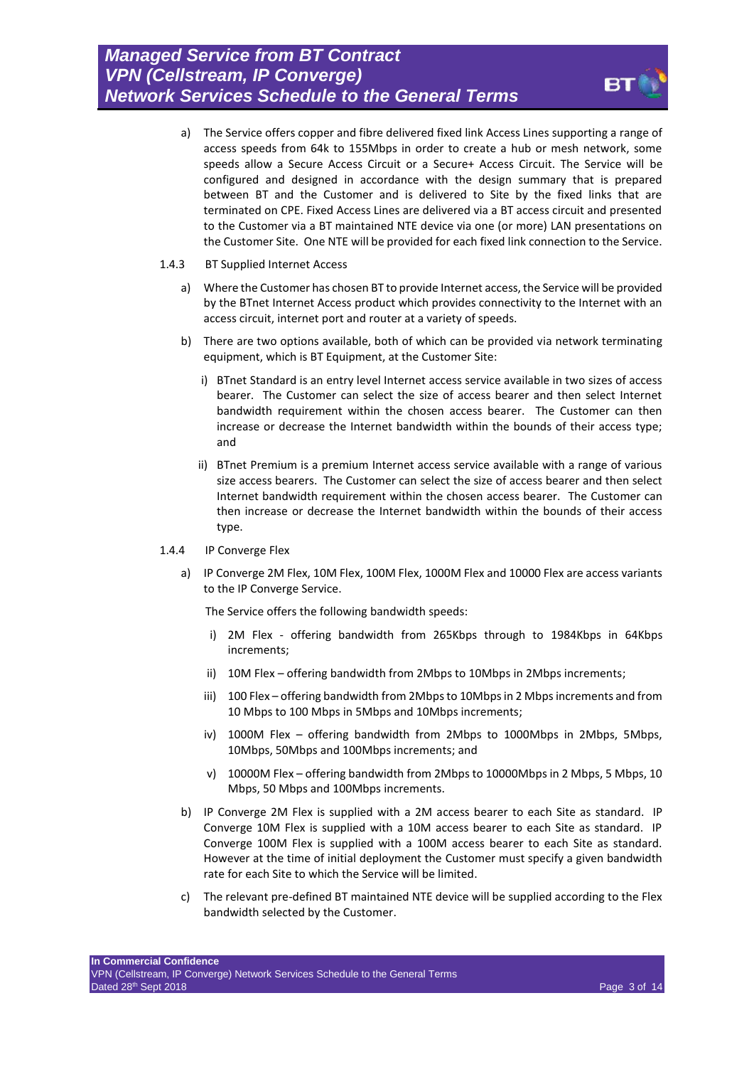a) The Service offers copper and fibre delivered fixed link Access Lines supporting a range of access speeds from 64k to 155Mbps in order to create a hub or mesh network, some speeds allow a Secure Access Circuit or a Secure+ Access Circuit. The Service will be configured and designed in accordance with the design summary that is prepared between BT and the Customer and is delivered to Site by the fixed links that are terminated on CPE. Fixed Access Lines are delivered via a BT access circuit and presented to the Customer via a BT maintained NTE device via one (or more) LAN presentations on the Customer Site. One NTE will be provided for each fixed link connection to the Service.

1.4.3 BT Supplied Internet Access

a) Where the Customer has chosen BT to provide Internet access, the Service will be provided by the BTnet Internet Access product which provides connectivity to the Internet with an access circuit, internet port and router at a variety of speeds.

b) There are two options available, both of which can be provided via network terminating equipment, which is BT Equipment, at the Customer Site:

   i) BTnet Standard is an entry level Internet access service available in two sizes of access bearer. The Customer can select the size of access bearer and then select Internet bandwidth requirement within the chosen access bearer. The Customer can then increase or decrease the Internet bandwidth within the bounds of their access type; and

   ii) BTnet Premium is a premium Internet access service available with a range of various size access bearers. The Customer can select the size of access bearer and then select Internet bandwidth requirement within the chosen access bearer. The Customer can then increase or decrease the Internet bandwidth within the bounds of their access type.

1.4.4 IP Converge Flex

a) IP Converge 2M Flex, 10M Flex, 100M Flex, 1000M Flex and 10000 Flex are access variants to the IP Converge Service.

   The Service offers the following bandwidth speeds:

   i) 2M Flex - offering bandwidth from 265Kbps through to 1984Kbps in 64Kbps increments;

   ii) 10M Flex – offering bandwidth from 2Mbps to 10Mbps in 2Mbps increments;

   iii) 100 Flex – offering bandwidth from 2Mbps to 10Mbps in 2 Mbps increments and from 10 Mbps to 100 Mbps in 5Mbps and 10Mbps increments;

   iv) 1000M Flex – offering bandwidth from 2Mbps to 1000Mbps in 2Mbps, 5Mbps, 10Mbps, 50Mbps and 100Mbps increments; and

   v) 10000M Flex – offering bandwidth from 2Mbps to 10000Mbps in 2 Mbps, 5 Mbps, 10 Mbps, 50 Mbps and 100Mbps increments.

b) IP Converge 2M Flex is supplied with a 2M access bearer to each Site as standard. IP Converge 10M Flex is supplied with a 10M access bearer to each Site as standard. IP Converge 100M Flex is supplied with a 100M access bearer to each Site as standard. However at the time of initial deployment the Customer must specify a given bandwidth rate for each Site to which the Service will be limited.

c) The relevant pre-defined BT maintained NTE device will be supplied according to the Flex bandwidth selected by the Customer.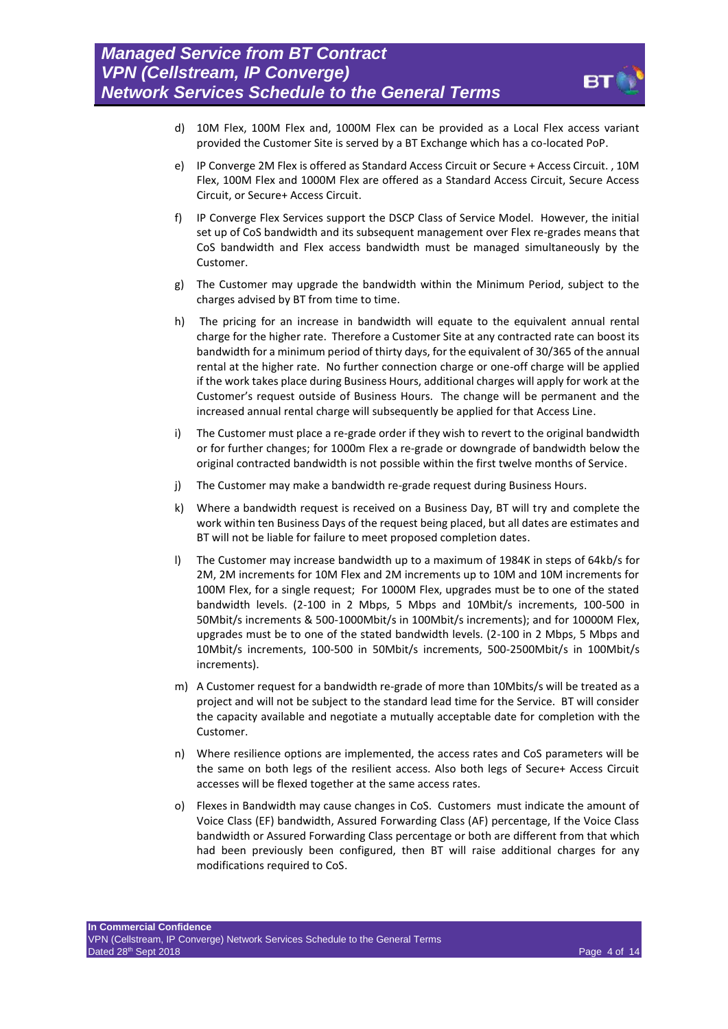d) 10M Flex, 100M Flex and, 1000M Flex can be provided as a Local Flex access variant provided the Customer Site is served by a BT Exchange which has a co-located PoP.

e) IP Converge 2M Flex is offered as Standard Access Circuit or Secure + Access Circuit. , 10M Flex, 100M Flex and 1000M Flex are offered as a Standard Access Circuit, Secure Access Circuit, or Secure+ Access Circuit.

f) IP Converge Flex Services support the DSCP Class of Service Model. However, the initial set up of CoS bandwidth and its subsequent management over Flex re-grades means that CoS bandwidth and Flex access bandwidth must be managed simultaneously by the Customer.

g) The Customer may upgrade the bandwidth within the Minimum Period, subject to the charges advised by BT from time to time.

h) The pricing for an increase in bandwidth will equate to the equivalent annual rental charge for the higher rate. Therefore a Customer Site at any contracted rate can boost its bandwidth for a minimum period of thirty days, for the equivalent of 30/365 of the annual rental at the higher rate. No further connection charge or one-off charge will be applied if the work takes place during Business Hours, additional charges will apply for work at the Customer's request outside of Business Hours. The change will be permanent and the increased annual rental charge will subsequently be applied for that Access Line.

i) The Customer must place a re-grade order if they wish to revert to the original bandwidth or for further changes; for 1000m Flex a re-grade or downgrade of bandwidth below the original contracted bandwidth is not possible within the first twelve months of Service.

j) The Customer may make a bandwidth re-grade request during Business Hours.

k) Where a bandwidth request is received on a Business Day, BT will try and complete the work within ten Business Days of the request being placed, but all dates are estimates and BT will not be liable for failure to meet proposed completion dates.

l) The Customer may increase bandwidth up to a maximum of 1984K in steps of 64kb/s for 2M, 2M increments for 10M Flex and 2M increments up to 10M and 10M increments for 100M Flex, for a single request; For 1000M Flex, upgrades must be to one of the stated bandwidth levels. (2-100 in 2 Mbps, 5 Mbps and 10Mbit/s increments, 100-500 in 50Mbit/s increments & 500-1000Mbit/s in 100Mbit/s increments); and for 10000M Flex, upgrades must be to one of the stated bandwidth levels. (2-100 in 2 Mbps, 5 Mbps and 10Mbit/s increments, 100-500 in 50Mbit/s increments, 500-2500Mbit/s in 100Mbit/s increments).

m) A Customer request for a bandwidth re-grade of more than 10Mbits/s will be treated as a project and will not be subject to the standard lead time for the Service. BT will consider the capacity available and negotiate a mutually acceptable date for completion with the Customer.

n) Where resilience options are implemented, the access rates and CoS parameters will be the same on both legs of the resilient access. Also both legs of Secure+ Access Circuit accesses will be flexed together at the same access rates.

o) Flexes in Bandwidth may cause changes in CoS. Customers must indicate the amount of Voice Class (EF) bandwidth, Assured Forwarding Class (AF) percentage, If the Voice Class bandwidth or Assured Forwarding Class percentage or both are different from that which had been previously configured, then BT will raise additional charges for any modifications required to CoS.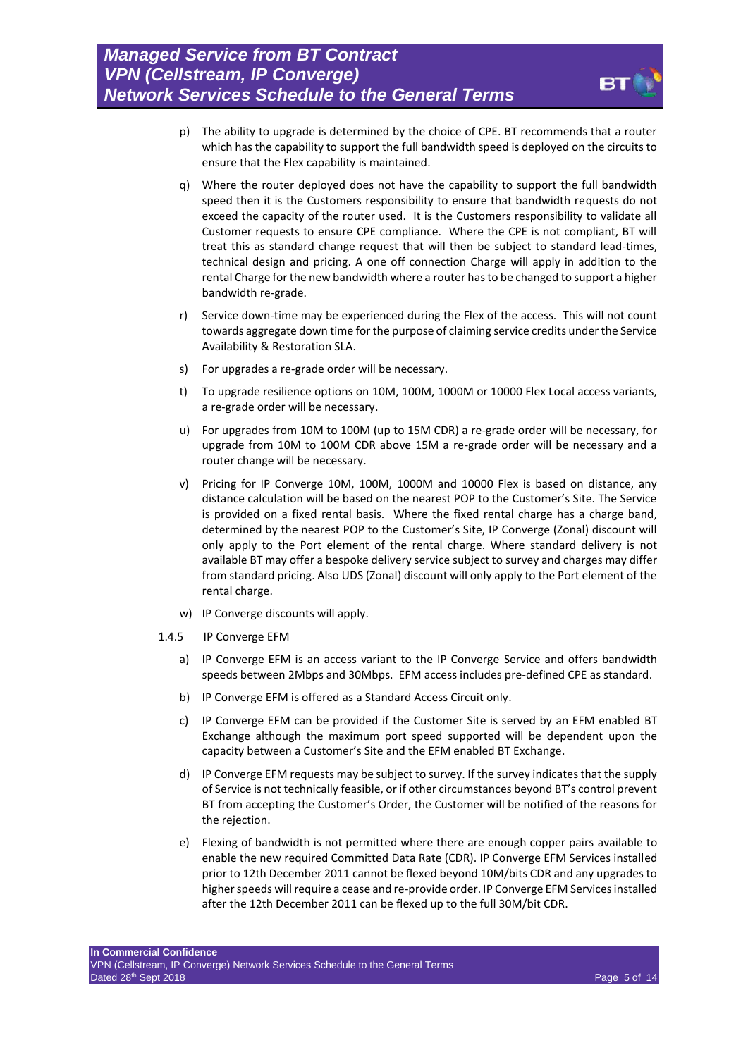p) The ability to upgrade is determined by the choice of CPE. BT recommends that a router which has the capability to support the full bandwidth speed is deployed on the circuits to ensure that the Flex capability is maintained.

q) Where the router deployed does not have the capability to support the full bandwidth speed then it is the Customers responsibility to ensure that bandwidth requests do not exceed the capacity of the router used. It is the Customers responsibility to validate all Customer requests to ensure CPE compliance. Where the CPE is not compliant, BT will treat this as standard change request that will then be subject to standard lead-times, technical design and pricing. A one off connection Charge will apply in addition to the rental Charge for the new bandwidth where a router has to be changed to support a higher bandwidth re-grade.

r) Service down-time may be experienced during the Flex of the access. This will not count towards aggregate down time for the purpose of claiming service credits under the Service Availability & Restoration SLA.

s) For upgrades a re-grade order will be necessary.

t) To upgrade resilience options on 10M, 100M, 1000M or 10000 Flex Local access variants, a re-grade order will be necessary.

u) For upgrades from 10M to 100M (up to 15M CDR) a re-grade order will be necessary, for upgrade from 10M to 100M CDR above 15M a re-grade order will be necessary and a router change will be necessary.

v) Pricing for IP Converge 10M, 100M, 1000M and 10000 Flex is based on distance, any distance calculation will be based on the nearest POP to the Customer's Site. The Service is provided on a fixed rental basis. Where the fixed rental charge has a charge band, determined by the nearest POP to the Customer's Site, IP Converge (Zonal) discount will only apply to the Port element of the rental charge. Where standard delivery is not available BT may offer a bespoke delivery service subject to survey and charges may differ from standard pricing. Also UDS (Zonal) discount will only apply to the Port element of the rental charge.

w) IP Converge discounts will apply.

1.4.5 IP Converge EFM

a) IP Converge EFM is an access variant to the IP Converge Service and offers bandwidth speeds between 2Mbps and 30Mbps. EFM access includes pre-defined CPE as standard.

b) IP Converge EFM is offered as a Standard Access Circuit only.

c) IP Converge EFM can be provided if the Customer Site is served by an EFM enabled BT Exchange although the maximum port speed supported will be dependent upon the capacity between a Customer's Site and the EFM enabled BT Exchange.

d) IP Converge EFM requests may be subject to survey. If the survey indicates that the supply of Service is not technically feasible, or if other circumstances beyond BT's control prevent BT from accepting the Customer's Order, the Customer will be notified of the reasons for the rejection.

e) Flexing of bandwidth is not permitted where there are enough copper pairs available to enable the new required Committed Data Rate (CDR). IP Converge EFM Services installed prior to 12th December 2011 cannot be flexed beyond 10M/bits CDR and any upgrades to higher speeds will require a cease and re-provide order. IP Converge EFM Services installed after the 12th December 2011 can be flexed up to the full 30M/bit CDR.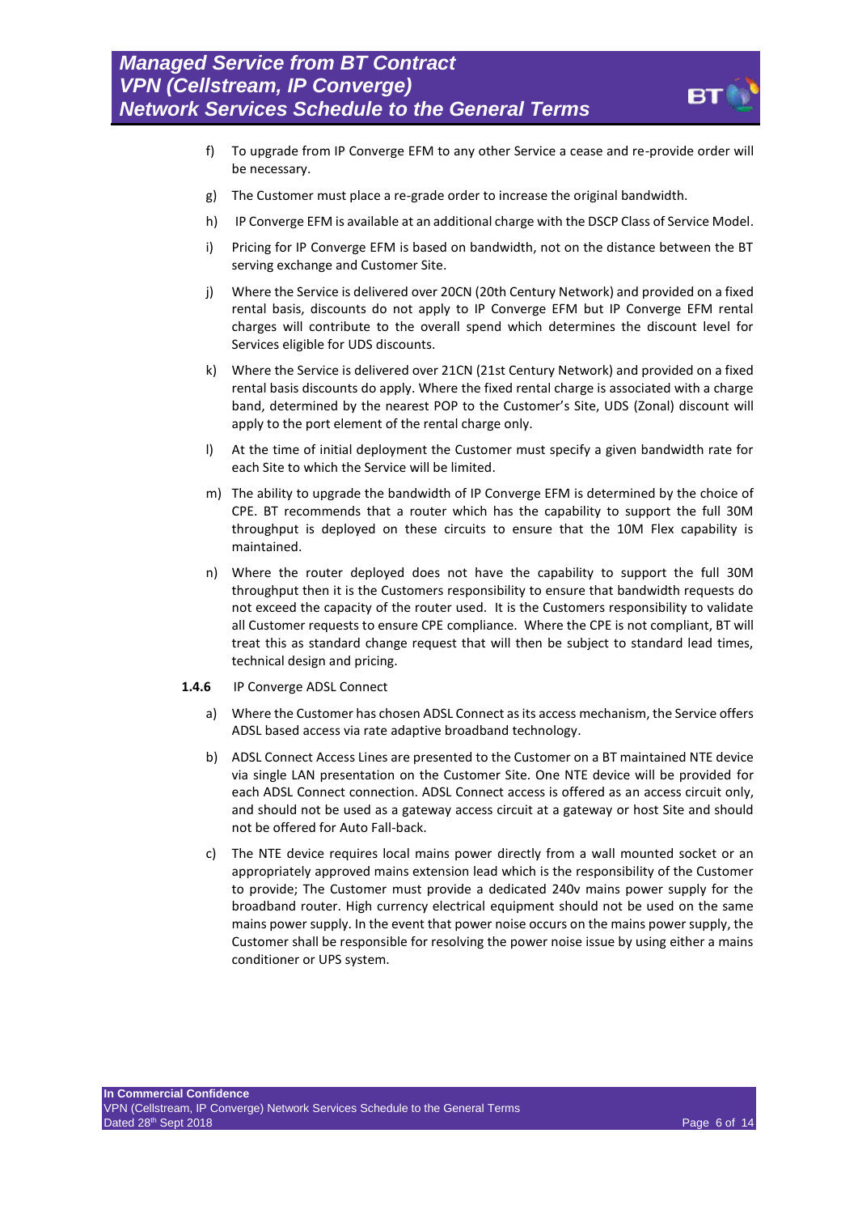f) To upgrade from IP Converge EFM to any other Service a cease and re-provide order will be necessary.

g) The Customer must place a re-grade order to increase the original bandwidth.

h) IP Converge EFM is available at an additional charge with the DSCP Class of Service Model.

i) Pricing for IP Converge EFM is based on bandwidth, not on the distance between the BT serving exchange and Customer Site.

j) Where the Service is delivered over 20CN (20th Century Network) and provided on a fixed rental basis, discounts do not apply to IP Converge EFM but IP Converge EFM rental charges will contribute to the overall spend which determines the discount level for Services eligible for UDS discounts.

k) Where the Service is delivered over 21CN (21st Century Network) and provided on a fixed rental basis discounts do apply. Where the fixed rental charge is associated with a charge band, determined by the nearest POP to the Customer's Site, UDS (Zonal) discount will apply to the port element of the rental charge only.

l) At the time of initial deployment the Customer must specify a given bandwidth rate for each Site to which the Service will be limited.

m) The ability to upgrade the bandwidth of IP Converge EFM is determined by the choice of CPE. BT recommends that a router which has the capability to support the full 30M throughput is deployed on these circuits to ensure that the 10M Flex capability is maintained.

n) Where the router deployed does not have the capability to support the full 30M throughput then it is the Customers responsibility to ensure that bandwidth requests do not exceed the capacity of the router used. It is the Customers responsibility to validate all Customer requests to ensure CPE compliance. Where the CPE is not compliant, BT will treat this as standard change request that will then be subject to standard lead times, technical design and pricing.

**1.4.6** IP Converge ADSL Connect

a) Where the Customer has chosen ADSL Connect as its access mechanism, the Service offers ADSL based access via rate adaptive broadband technology.

b) ADSL Connect Access Lines are presented to the Customer on a BT maintained NTE device via single LAN presentation on the Customer Site. One NTE device will be provided for each ADSL Connect connection. ADSL Connect access is offered as an access circuit only, and should not be used as a gateway access circuit at a gateway or host Site and should not be offered for Auto Fall-back.

c) The NTE device requires local mains power directly from a wall mounted socket or an appropriately approved mains extension lead which is the responsibility of the Customer to provide; The Customer must provide a dedicated 240v mains power supply for the broadband router. High currency electrical equipment should not be used on the same mains power supply. In the event that power noise occurs on the mains power supply, the Customer shall be responsible for resolving the power noise issue by using either a mains conditioner or UPS system.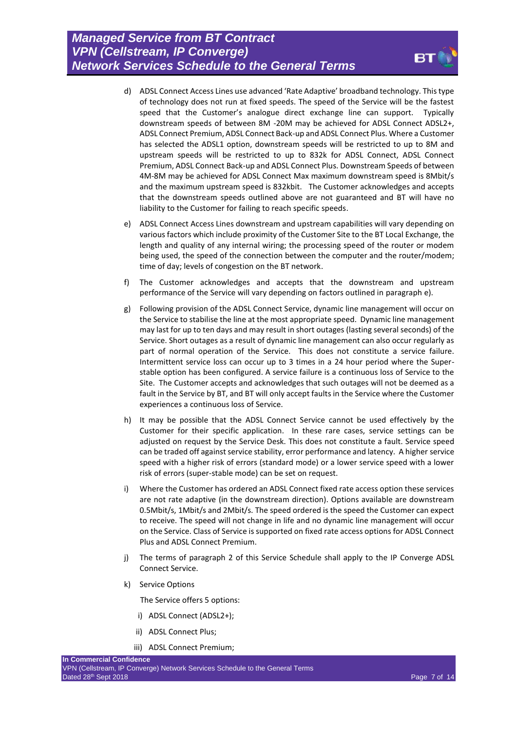d) ADSL Connect Access Lines use advanced 'Rate Adaptive' broadband technology. This type of technology does not run at fixed speeds. The speed of the Service will be the fastest speed that the Customer's analogue direct exchange line can support. Typically downstream speeds of between 8M -20M may be achieved for ADSL Connect ADSL2+, ADSL Connect Premium, ADSL Connect Back-up and ADSL Connect Plus. Where a Customer has selected the ADSL1 option, downstream speeds will be restricted to up to 8M and upstream speeds will be restricted to up to 832k for ADSL Connect, ADSL Connect Premium, ADSL Connect Back-up and ADSL Connect Plus. Downstream Speeds of between 4M-8M may be achieved for ADSL Connect Max maximum downstream speed is 8Mbit/s and the maximum upstream speed is 832kbit. The Customer acknowledges and accepts that the downstream speeds outlined above are not guaranteed and BT will have no liability to the Customer for failing to reach specific speeds.

e) ADSL Connect Access Lines downstream and upstream capabilities will vary depending on various factors which include proximity of the Customer Site to the BT Local Exchange, the length and quality of any internal wiring; the processing speed of the router or modem being used, the speed of the connection between the computer and the router/modem; time of day; levels of congestion on the BT network.

f) The Customer acknowledges and accepts that the downstream and upstream performance of the Service will vary depending on factors outlined in paragraph e).

g) Following provision of the ADSL Connect Service, dynamic line management will occur on the Service to stabilise the line at the most appropriate speed. Dynamic line management may last for up to ten days and may result in short outages (lasting several seconds) of the Service. Short outages as a result of dynamic line management can also occur regularly as part of normal operation of the Service. This does not constitute a service failure. Intermittent service loss can occur up to 3 times in a 24 hour period where the Super-stable option has been configured. A service failure is a continuous loss of Service to the Site. The Customer accepts and acknowledges that such outages will not be deemed as a fault in the Service by BT, and BT will only accept faults in the Service where the Customer experiences a continuous loss of Service.

h) It may be possible that the ADSL Connect Service cannot be used effectively by the Customer for their specific application. In these rare cases, service settings can be adjusted on request by the Service Desk. This does not constitute a fault. Service speed can be traded off against service stability, error performance and latency. A higher service speed with a higher risk of errors (standard mode) or a lower service speed with a lower risk of errors (super-stable mode) can be set on request.

i) Where the Customer has ordered an ADSL Connect fixed rate access option these services are not rate adaptive (in the downstream direction). Options available are downstream 0.5Mbit/s, 1Mbit/s and 2Mbit/s. The speed ordered is the speed the Customer can expect to receive. The speed will not change in life and no dynamic line management will occur on the Service. Class of Service is supported on fixed rate access options for ADSL Connect Plus and ADSL Connect Premium.

j) The terms of paragraph 2 of this Service Schedule shall apply to the IP Converge ADSL Connect Service.

k) Service Options

   The Service offers 5 options:

   i) ADSL Connect (ADSL2+);

   ii) ADSL Connect Plus;

   iii) ADSL Connect Premium;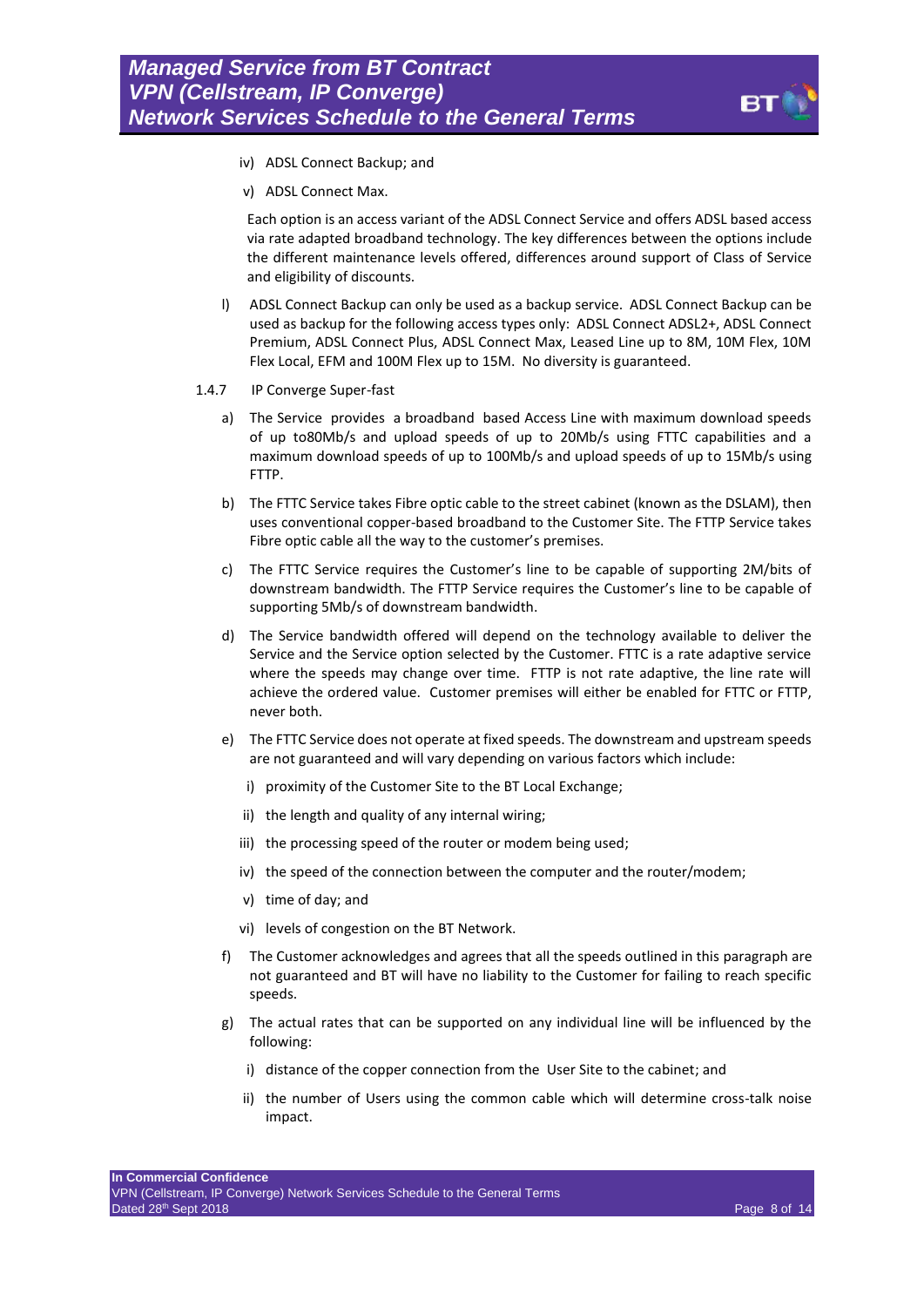iv) ADSL Connect Backup; and

v) ADSL Connect Max.

Each option is an access variant of the ADSL Connect Service and offers ADSL based access via rate adapted broadband technology. The key differences between the options include the different maintenance levels offered, differences around support of Class of Service and eligibility of discounts.

l) ADSL Connect Backup can only be used as a backup service. ADSL Connect Backup can be used as backup for the following access types only: ADSL Connect ADSL2+, ADSL Connect Premium, ADSL Connect Plus, ADSL Connect Max, Leased Line up to 8M, 10M Flex, 10M Flex Local, EFM and 100M Flex up to 15M. No diversity is guaranteed.

1.4.7 IP Converge Super-fast

a) The Service provides a broadband based Access Line with maximum download speeds of up to80Mb/s and upload speeds of up to 20Mb/s using FTTC capabilities and a maximum download speeds of up to 100Mb/s and upload speeds of up to 15Mb/s using FTTP.

b) The FTTC Service takes Fibre optic cable to the street cabinet (known as the DSLAM), then uses conventional copper-based broadband to the Customer Site. The FTTP Service takes Fibre optic cable all the way to the customer's premises.

c) The FTTC Service requires the Customer's line to be capable of supporting 2M/bits of downstream bandwidth. The FTTP Service requires the Customer's line to be capable of supporting 5Mb/s of downstream bandwidth.

d) The Service bandwidth offered will depend on the technology available to deliver the Service and the Service option selected by the Customer. FTTC is a rate adaptive service where the speeds may change over time. FTTP is not rate adaptive, the line rate will achieve the ordered value. Customer premises will either be enabled for FTTC or FTTP, never both.

e) The FTTC Service does not operate at fixed speeds. The downstream and upstream speeds are not guaranteed and will vary depending on various factors which include:

i) proximity of the Customer Site to the BT Local Exchange;

ii) the length and quality of any internal wiring;

iii) the processing speed of the router or modem being used;

iv) the speed of the connection between the computer and the router/modem;

v) time of day; and

vi) levels of congestion on the BT Network.

f) The Customer acknowledges and agrees that all the speeds outlined in this paragraph are not guaranteed and BT will have no liability to the Customer for failing to reach specific speeds.

g) The actual rates that can be supported on any individual line will be influenced by the following:

i) distance of the copper connection from the User Site to the cabinet; and

ii) the number of Users using the common cable which will determine cross-talk noise impact.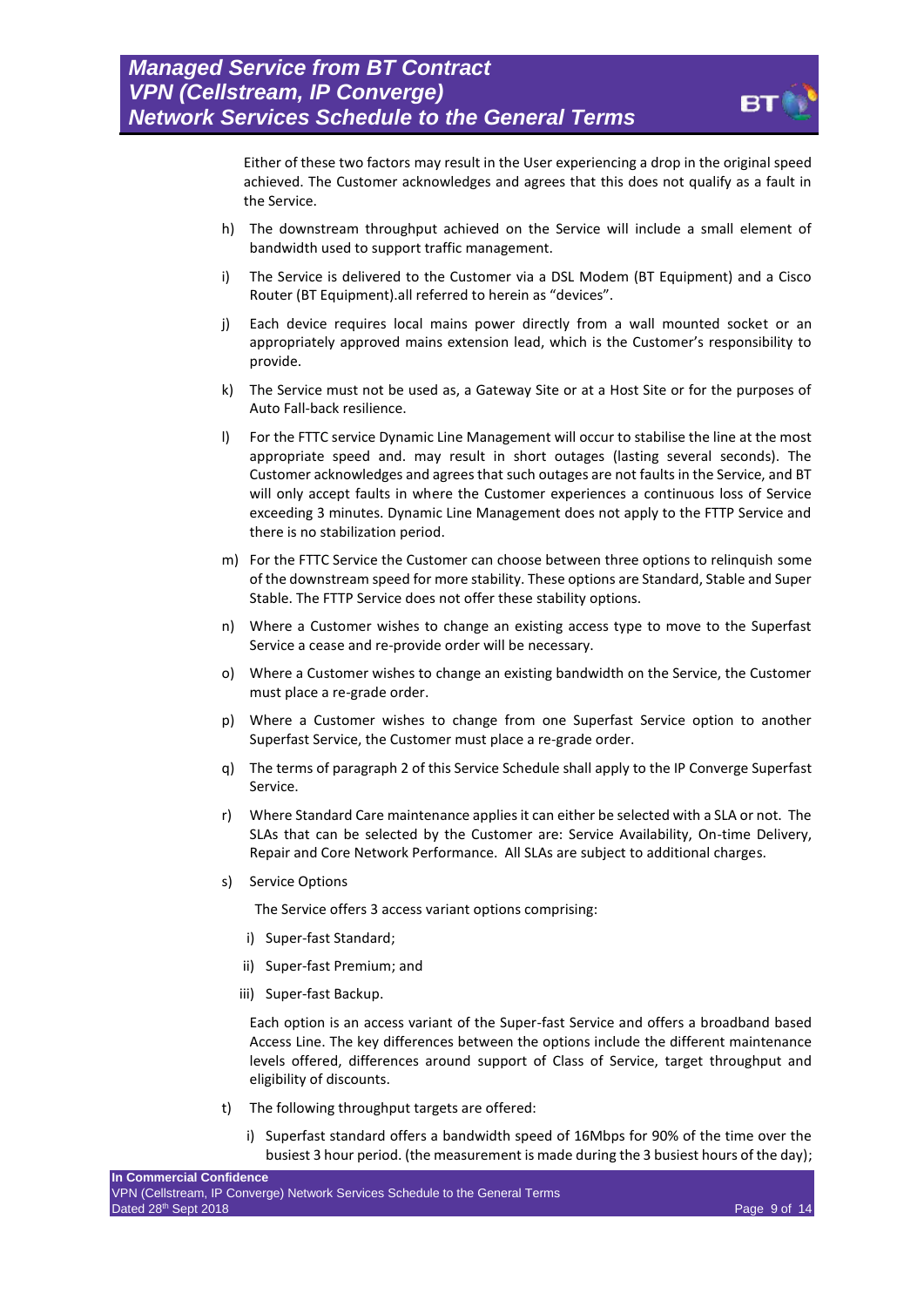Either of these two factors may result in the User experiencing a drop in the original speed achieved. The Customer acknowledges and agrees that this does not qualify as a fault in the Service.

h) The downstream throughput achieved on the Service will include a small element of bandwidth used to support traffic management.

i) The Service is delivered to the Customer via a DSL Modem (BT Equipment) and a Cisco Router (BT Equipment).all referred to herein as "devices".

j) Each device requires local mains power directly from a wall mounted socket or an appropriately approved mains extension lead, which is the Customer's responsibility to provide.

k) The Service must not be used as, a Gateway Site or at a Host Site or for the purposes of Auto Fall-back resilience.

l) For the FTTC service Dynamic Line Management will occur to stabilise the line at the most appropriate speed and. may result in short outages (lasting several seconds). The Customer acknowledges and agrees that such outages are not faults in the Service, and BT will only accept faults in where the Customer experiences a continuous loss of Service exceeding 3 minutes. Dynamic Line Management does not apply to the FTTP Service and there is no stabilization period.

m) For the FTTC Service the Customer can choose between three options to relinquish some of the downstream speed for more stability. These options are Standard, Stable and Super Stable. The FTTP Service does not offer these stability options.

n) Where a Customer wishes to change an existing access type to move to the Superfast Service a cease and re-provide order will be necessary.

o) Where a Customer wishes to change an existing bandwidth on the Service, the Customer must place a re-grade order.

p) Where a Customer wishes to change from one Superfast Service option to another Superfast Service, the Customer must place a re-grade order.

q) The terms of paragraph 2 of this Service Schedule shall apply to the IP Converge Superfast Service.

r) Where Standard Care maintenance applies it can either be selected with a SLA or not. The SLAs that can be selected by the Customer are: Service Availability, On-time Delivery, Repair and Core Network Performance. All SLAs are subject to additional charges.

s) Service Options

   The Service offers 3 access variant options comprising:

   i) Super-fast Standard;

   ii) Super-fast Premium; and

   iii) Super-fast Backup.

   Each option is an access variant of the Super-fast Service and offers a broadband based Access Line. The key differences between the options include the different maintenance levels offered, differences around support of Class of Service, target throughput and eligibility of discounts.

t) The following throughput targets are offered:

   i) Superfast standard offers a bandwidth speed of 16Mbps for 90% of the time over the busiest 3 hour period. (the measurement is made during the 3 busiest hours of the day);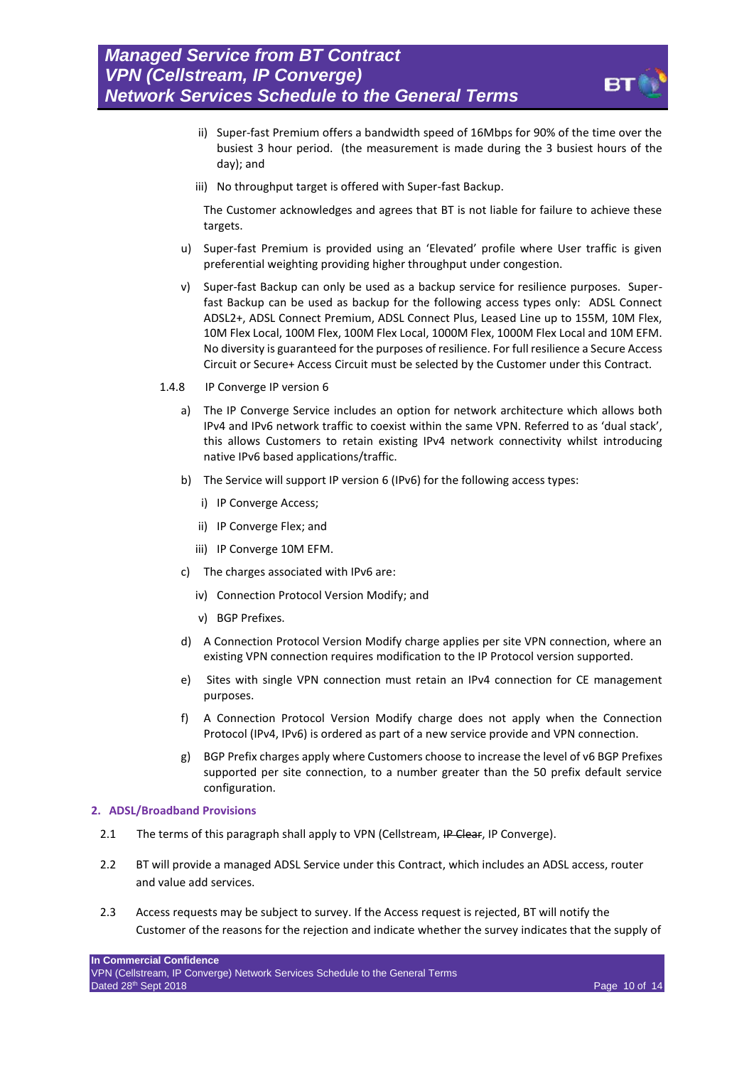ii) Super-fast Premium offers a bandwidth speed of 16Mbps for 90% of the time over the busiest 3 hour period. (the measurement is made during the 3 busiest hours of the day); and

iii) No throughput target is offered with Super-fast Backup.

The Customer acknowledges and agrees that BT is not liable for failure to achieve these targets.

u) Super-fast Premium is provided using an 'Elevated' profile where User traffic is given preferential weighting providing higher throughput under congestion.

v) Super-fast Backup can only be used as a backup service for resilience purposes. Super-fast Backup can be used as backup for the following access types only: ADSL Connect ADSL2+, ADSL Connect Premium, ADSL Connect Plus, Leased Line up to 155M, 10M Flex, 10M Flex Local, 100M Flex, 100M Flex Local, 1000M Flex, 1000M Flex Local and 10M EFM. No diversity is guaranteed for the purposes of resilience. For full resilience a Secure Access Circuit or Secure+ Access Circuit must be selected by the Customer under this Contract.

1.4.8 IP Converge IP version 6

a) The IP Converge Service includes an option for network architecture which allows both IPv4 and IPv6 network traffic to coexist within the same VPN. Referred to as 'dual stack', this allows Customers to retain existing IPv4 network connectivity whilst introducing native IPv6 based applications/traffic.

b) The Service will support IP version 6 (IPv6) for the following access types:

i) IP Converge Access;

ii) IP Converge Flex; and

iii) IP Converge 10M EFM.

c) The charges associated with IPv6 are:

iv) Connection Protocol Version Modify; and

v) BGP Prefixes.

d) A Connection Protocol Version Modify charge applies per site VPN connection, where an existing VPN connection requires modification to the IP Protocol version supported.

e) Sites with single VPN connection must retain an IPv4 connection for CE management purposes.

f) A Connection Protocol Version Modify charge does not apply when the Connection Protocol (IPv4, IPv6) is ordered as part of a new service provide and VPN connection.

g) BGP Prefix charges apply where Customers choose to increase the level of v6 BGP Prefixes supported per site connection, to a number greater than the 50 prefix default service configuration.

## 2. ADSL/Broadband Provisions

2.1 The terms of this paragraph shall apply to VPN (Cellstream, ~~IP Clear~~, IP Converge).

2.2 BT will provide a managed ADSL Service under this Contract, which includes an ADSL access, router and value add services.

2.3 Access requests may be subject to survey. If the Access request is rejected, BT will notify the Customer of the reasons for the rejection and indicate whether the survey indicates that the supply of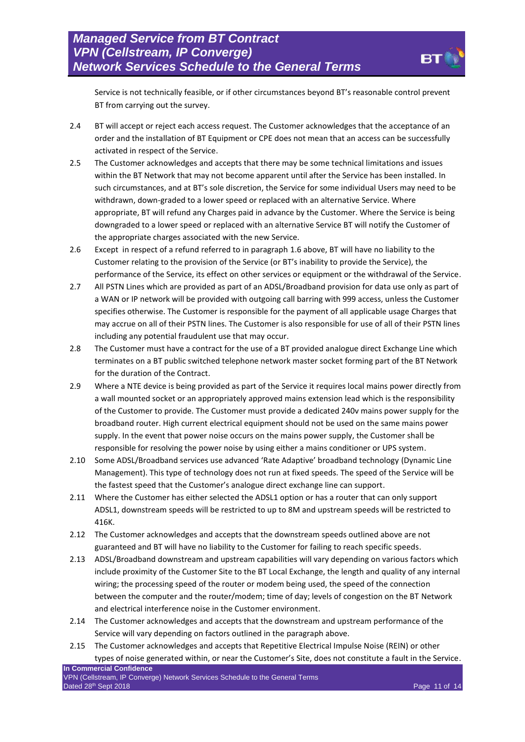Service is not technically feasible, or if other circumstances beyond BT's reasonable control prevent BT from carrying out the survey.

2.4 BT will accept or reject each access request. The Customer acknowledges that the acceptance of an order and the installation of BT Equipment or CPE does not mean that an access can be successfully activated in respect of the Service.

2.5 The Customer acknowledges and accepts that there may be some technical limitations and issues within the BT Network that may not become apparent until after the Service has been installed. In such circumstances, and at BT's sole discretion, the Service for some individual Users may need to be withdrawn, down-graded to a lower speed or replaced with an alternative Service. Where appropriate, BT will refund any Charges paid in advance by the Customer. Where the Service is being downgraded to a lower speed or replaced with an alternative Service BT will notify the Customer of the appropriate charges associated with the new Service.

2.6 Except in respect of a refund referred to in paragraph 1.6 above, BT will have no liability to the Customer relating to the provision of the Service (or BT's inability to provide the Service), the performance of the Service, its effect on other services or equipment or the withdrawal of the Service.

2.7 All PSTN Lines which are provided as part of an ADSL/Broadband provision for data use only as part of a WAN or IP network will be provided with outgoing call barring with 999 access, unless the Customer specifies otherwise. The Customer is responsible for the payment of all applicable usage Charges that may accrue on all of their PSTN lines. The Customer is also responsible for use of all of their PSTN lines including any potential fraudulent use that may occur.

2.8 The Customer must have a contract for the use of a BT provided analogue direct Exchange Line which terminates on a BT public switched telephone network master socket forming part of the BT Network for the duration of the Contract.

2.9 Where a NTE device is being provided as part of the Service it requires local mains power directly from a wall mounted socket or an appropriately approved mains extension lead which is the responsibility of the Customer to provide. The Customer must provide a dedicated 240v mains power supply for the broadband router. High current electrical equipment should not be used on the same mains power supply. In the event that power noise occurs on the mains power supply, the Customer shall be responsible for resolving the power noise by using either a mains conditioner or UPS system.

2.10 Some ADSL/Broadband services use advanced 'Rate Adaptive' broadband technology (Dynamic Line Management). This type of technology does not run at fixed speeds. The speed of the Service will be the fastest speed that the Customer's analogue direct exchange line can support.

2.11 Where the Customer has either selected the ADSL1 option or has a router that can only support ADSL1, downstream speeds will be restricted to up to 8M and upstream speeds will be restricted to 416K.

2.12 The Customer acknowledges and accepts that the downstream speeds outlined above are not guaranteed and BT will have no liability to the Customer for failing to reach specific speeds.

2.13 ADSL/Broadband downstream and upstream capabilities will vary depending on various factors which include proximity of the Customer Site to the BT Local Exchange, the length and quality of any internal wiring; the processing speed of the router or modem being used, the speed of the connection between the computer and the router/modem; time of day; levels of congestion on the BT Network and electrical interference noise in the Customer environment.

2.14 The Customer acknowledges and accepts that the downstream and upstream performance of the Service will vary depending on factors outlined in the paragraph above.

2.15 The Customer acknowledges and accepts that Repetitive Electrical Impulse Noise (REIN) or other types of noise generated within, or near the Customer's Site, does not constitute a fault in the Service.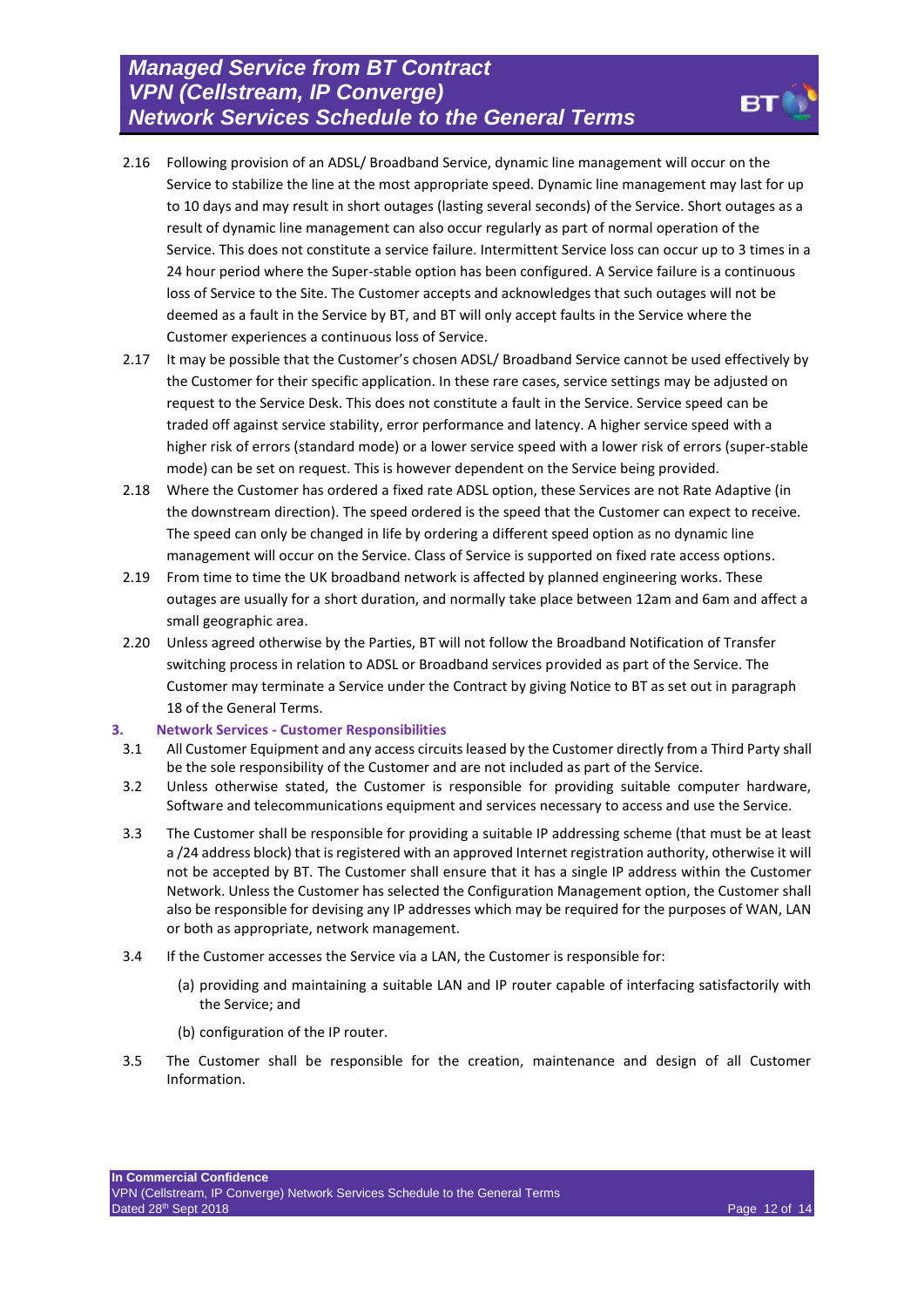2.16 Following provision of an ADSL/ Broadband Service, dynamic line management will occur on the Service to stabilize the line at the most appropriate speed. Dynamic line management may last for up to 10 days and may result in short outages (lasting several seconds) of the Service. Short outages as a result of dynamic line management can also occur regularly as part of normal operation of the Service. This does not constitute a service failure. Intermittent Service loss can occur up to 3 times in a 24 hour period where the Super-stable option has been configured. A Service failure is a continuous loss of Service to the Site. The Customer accepts and acknowledges that such outages will not be deemed as a fault in the Service by BT, and BT will only accept faults in the Service where the Customer experiences a continuous loss of Service.

2.17 It may be possible that the Customer's chosen ADSL/ Broadband Service cannot be used effectively by the Customer for their specific application. In these rare cases, service settings may be adjusted on request to the Service Desk. This does not constitute a fault in the Service. Service speed can be traded off against service stability, error performance and latency. A higher service speed with a higher risk of errors (standard mode) or a lower service speed with a lower risk of errors (super-stable mode) can be set on request. This is however dependent on the Service being provided.

2.18 Where the Customer has ordered a fixed rate ADSL option, these Services are not Rate Adaptive (in the downstream direction). The speed ordered is the speed that the Customer can expect to receive. The speed can only be changed in life by ordering a different speed option as no dynamic line management will occur on the Service. Class of Service is supported on fixed rate access options.

2.19 From time to time the UK broadband network is affected by planned engineering works. These outages are usually for a short duration, and normally take place between 12am and 6am and affect a small geographic area.

2.20 Unless agreed otherwise by the Parties, BT will not follow the Broadband Notification of Transfer switching process in relation to ADSL or Broadband services provided as part of the Service. The Customer may terminate a Service under the Contract by giving Notice to BT as set out in paragraph 18 of the General Terms.

## 3. Network Services - Customer Responsibilities

3.1 All Customer Equipment and any access circuits leased by the Customer directly from a Third Party shall be the sole responsibility of the Customer and are not included as part of the Service.

3.2 Unless otherwise stated, the Customer is responsible for providing suitable computer hardware, Software and telecommunications equipment and services necessary to access and use the Service.

3.3 The Customer shall be responsible for providing a suitable IP addressing scheme (that must be at least a /24 address block) that is registered with an approved Internet registration authority, otherwise it will not be accepted by BT. The Customer shall ensure that it has a single IP address within the Customer Network. Unless the Customer has selected the Configuration Management option, the Customer shall also be responsible for devising any IP addresses which may be required for the purposes of WAN, LAN or both as appropriate, network management.

3.4 If the Customer accesses the Service via a LAN, the Customer is responsible for:

(a) providing and maintaining a suitable LAN and IP router capable of interfacing satisfactorily with the Service; and

(b) configuration of the IP router.

3.5 The Customer shall be responsible for the creation, maintenance and design of all Customer Information.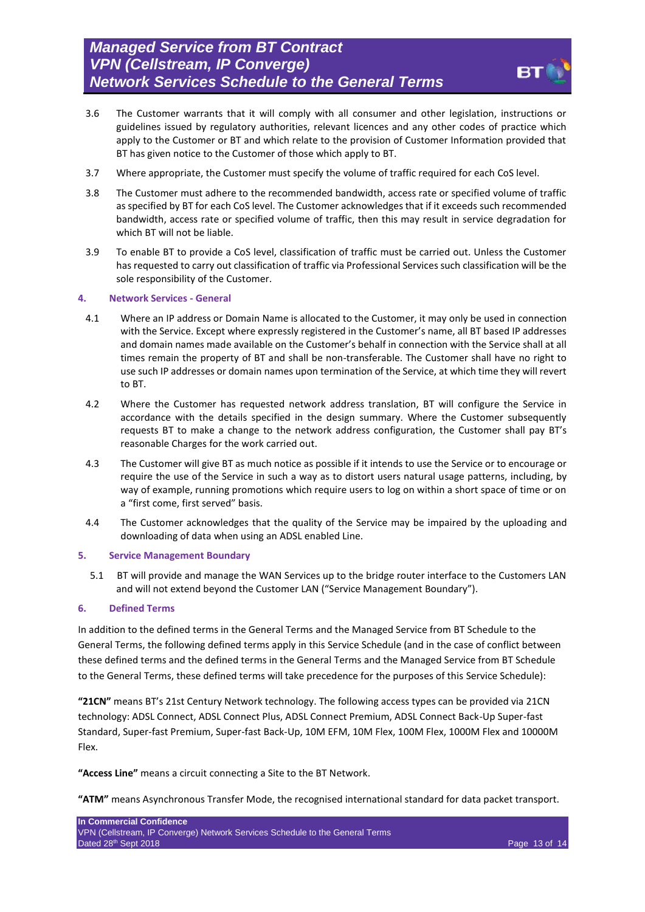3.6 The Customer warrants that it will comply with all consumer and other legislation, instructions or guidelines issued by regulatory authorities, relevant licences and any other codes of practice which apply to the Customer or BT and which relate to the provision of Customer Information provided that BT has given notice to the Customer of those which apply to BT.

3.7 Where appropriate, the Customer must specify the volume of traffic required for each CoS level.

3.8 The Customer must adhere to the recommended bandwidth, access rate or specified volume of traffic as specified by BT for each CoS level. The Customer acknowledges that if it exceeds such recommended bandwidth, access rate or specified volume of traffic, then this may result in service degradation for which BT will not be liable.

3.9 To enable BT to provide a CoS level, classification of traffic must be carried out. Unless the Customer has requested to carry out classification of traffic via Professional Services such classification will be the sole responsibility of the Customer.

## 4. Network Services - General

4.1 Where an IP address or Domain Name is allocated to the Customer, it may only be used in connection with the Service. Except where expressly registered in the Customer's name, all BT based IP addresses and domain names made available on the Customer's behalf in connection with the Service shall at all times remain the property of BT and shall be non-transferable. The Customer shall have no right to use such IP addresses or domain names upon termination of the Service, at which time they will revert to BT.

4.2 Where the Customer has requested network address translation, BT will configure the Service in accordance with the details specified in the design summary. Where the Customer subsequently requests BT to make a change to the network address configuration, the Customer shall pay BT's reasonable Charges for the work carried out.

4.3 The Customer will give BT as much notice as possible if it intends to use the Service or to encourage or require the use of the Service in such a way as to distort users natural usage patterns, including, by way of example, running promotions which require users to log on within a short space of time or on a "first come, first served" basis.

4.4 The Customer acknowledges that the quality of the Service may be impaired by the uploading and downloading of data when using an ADSL enabled Line.

## 5. Service Management Boundary

5.1 BT will provide and manage the WAN Services up to the bridge router interface to the Customers LAN and will not extend beyond the Customer LAN ("Service Management Boundary").

## 6. Defined Terms

In addition to the defined terms in the General Terms and the Managed Service from BT Schedule to the General Terms, the following defined terms apply in this Service Schedule (and in the case of conflict between these defined terms and the defined terms in the General Terms and the Managed Service from BT Schedule to the General Terms, these defined terms will take precedence for the purposes of this Service Schedule):

**"21CN"** means BT's 21st Century Network technology. The following access types can be provided via 21CN technology: ADSL Connect, ADSL Connect Plus, ADSL Connect Premium, ADSL Connect Back-Up Super-fast Standard, Super-fast Premium, Super-fast Back-Up, 10M EFM, 10M Flex, 100M Flex, 1000M Flex and 10000M Flex.

**"Access Line"** means a circuit connecting a Site to the BT Network.

**"ATM"** means Asynchronous Transfer Mode, the recognised international standard for data packet transport.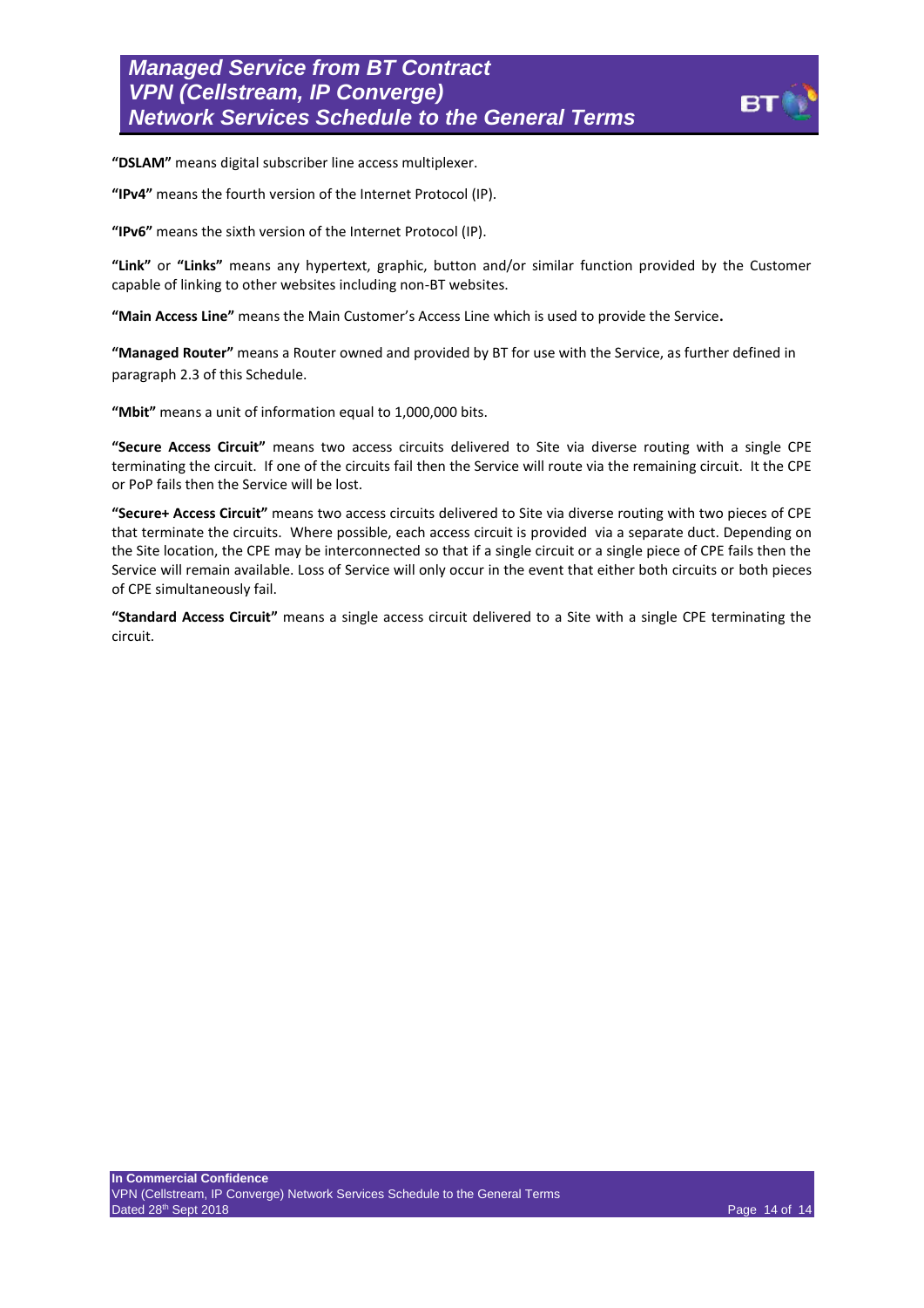**"DSLAM"** means digital subscriber line access multiplexer.

**"IPv4"** means the fourth version of the Internet Protocol (IP).

**"IPv6"** means the sixth version of the Internet Protocol (IP).

**"Link"** or **"Links"** means any hypertext, graphic, button and/or similar function provided by the Customer capable of linking to other websites including non-BT websites.

**"Main Access Line"** means the Main Customer's Access Line which is used to provide the Service**.**

**"Managed Router"** means a Router owned and provided by BT for use with the Service, as further defined in paragraph 2.3 of this Schedule.

**"Mbit"** means a unit of information equal to 1,000,000 bits.

**"Secure Access Circuit"** means two access circuits delivered to Site via diverse routing with a single CPE terminating the circuit. If one of the circuits fail then the Service will route via the remaining circuit. It the CPE or PoP fails then the Service will be lost.

**"Secure+ Access Circuit"** means two access circuits delivered to Site via diverse routing with two pieces of CPE that terminate the circuits. Where possible, each access circuit is provided via a separate duct. Depending on the Site location, the CPE may be interconnected so that if a single circuit or a single piece of CPE fails then the Service will remain available. Loss of Service will only occur in the event that either both circuits or both pieces of CPE simultaneously fail.

**"Standard Access Circuit"** means a single access circuit delivered to a Site with a single CPE terminating the circuit.